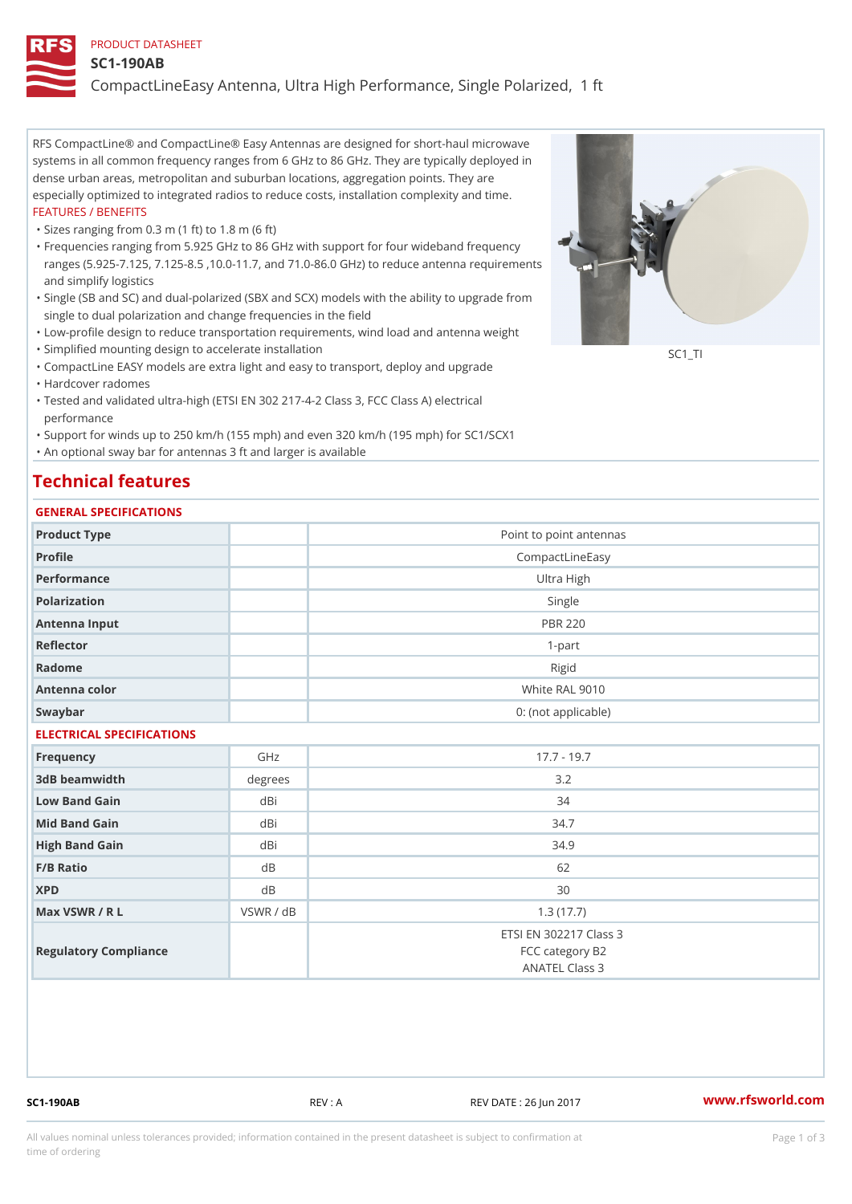PRODUCT DATASHEET

# SC1-190AB

## CompactLineEasy Antenna, Ultra High Performance, Single Polarized, 1 ft

RFS CompactLine® and CompactLine® Easy Antennas are designed for short-haul microwave systems in all common frequency ranges from 6 GHz to 86 GHz. They are typically deployed in dense urban areas, metropolitan and suburban locations, aggregation points. They are especially optimized to integrated radios to reduce costs, installation complexity and time.

FEATURES / BENEFITS

- Sizes ranging from 0.3 m (1 ft) to 1.8 m (6 ft)
- Frequencies ranging from 5.925 GHz to 86 GHz with support for four wideband frequency ranges (5.925-7.125, 7.125-8.5 ,10.0-11.7, and 71.0-86.0 GHz) to reduce antenna requirements and simplify logistics
- Single (SB and SC) and dual-polarized (SBX and SCX) models with the ability to upgrade from single to dual polarization and change frequencies in the field
- Low-profile design to reduce transportation requirements, wind load and antenna weight
- Simplified mounting design to accelerate installation
- CompactLine EASY models are extra light and easy to transport, deploy and upgrade
- Hardcover radomes
- Tested and validated ultra-high (ETSI EN 302 217-4-2 Class 3, FCC Class A) electrical performance
- Support for winds up to 250 km/h (155 mph) and even 320 km/h (195 mph) for SC1/SCX1
- An optional sway bar for antennas 3 ft and larger is available

SC1_TI

# Technical features

### GENERAL SPECIFICATIONS

| | | |
|---|---|---|
| Product Type | | Point to point antennas |
| Profile | | CompactLineEasy |
| Performance | | Ultra High |
| Polarization | | Single |
| Antenna Input | | PBR 220 |
| Reflector | | 1-part |
| Radome | | Rigid |
| Antenna color | | White RAL 9010 |
| Swaybar | | 0: (not applicable) |

### ELECTRICAL SPECIFICATIONS

| | | |
|---|---|---|
| Frequency | GHz | 17.7 - 19.7 |
| 3dB beamwidth | degrees | 3.2 |
| Low Band Gain | dBi | 34 |
| Mid Band Gain | dBi | 34.7 |
| High Band Gain | dBi | 34.9 |
| F/B Ratio | dB | 62 |
| XPD | dB | 30 |
| Max VSWR / R L | VSWR / dB | 1.3 (17.7) |
| Regulatory Compliance | | ETSI EN 302217 Class 3<br>FCC category B2<br>ANATEL Class 3 |

SC1-190AB REV : A REV DATE : 26 Jun 2017 www.rfsworld.com

All values nominal unless tolerances provided; information contained in the present datasheet is subject to confirmation at time of ordering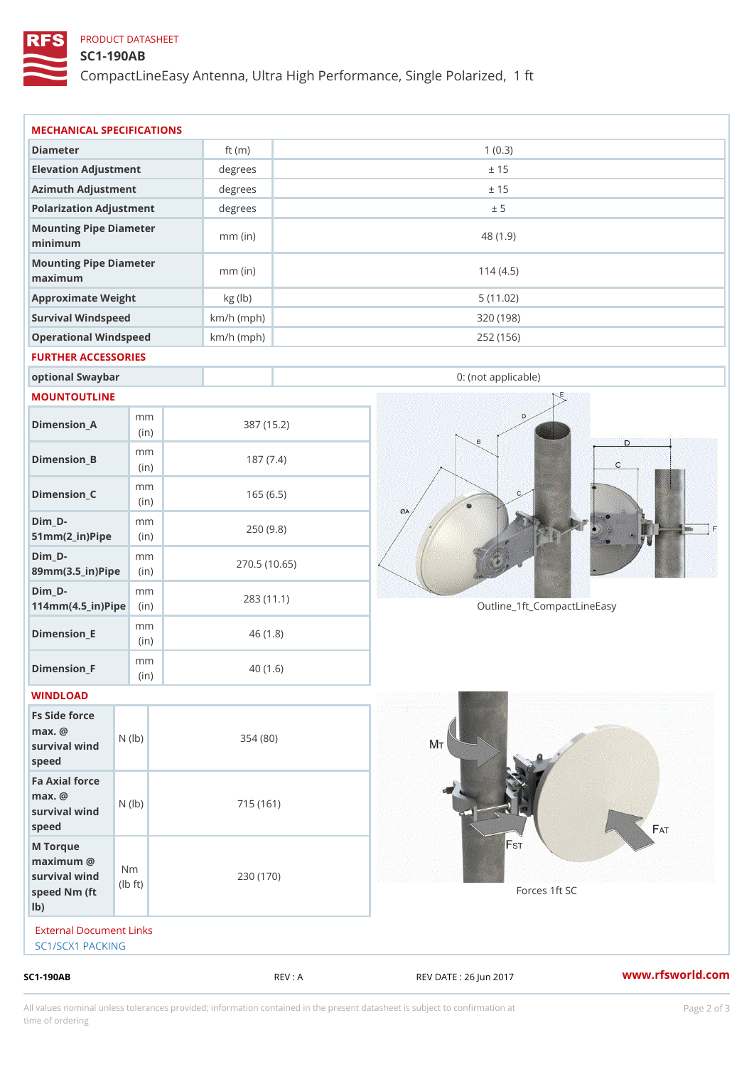PRODUCT DATASHEET

# SC1-190AB

CompactLineEasy Antenna, Ultra High Performance, Single Polarized, 1 ft

## MECHANICAL SPECIFICATIONS

| | | |
|---|---|---|
| Diameter | ft (m) | 1 (0.3) |
| Elevation Adjustment | degrees | ± 15 |
| Azimuth Adjustment | degrees | ± 15 |
| Polarization Adjustment | degrees | ± 5 |
| Mounting Pipe Diameter minimum | mm (in) | 48 (1.9) |
| Mounting Pipe Diameter maximum | mm (in) | 114 (4.5) |
| Approximate Weight | kg (lb) | 5 (11.02) |
| Survival Windspeed | km/h (mph) | 320 (198) |
| Operational Windspeed | km/h (mph) | 252 (156) |

## FURTHER ACCESSORIES

| | | |
|---|---|---|
| optional Swaybar | | 0: (not applicable) |

## MOUNTOUTLINE

| | | |
|---|---|---|
| Dimension_A | mm (in) | 387 (15.2) |
| Dimension_B | mm (in) | 187 (7.4) |
| Dimension_C | mm (in) | 165 (6.5) |
| Dim_D-51mm(2_in)Pipe | mm (in) | 250 (9.8) |
| Dim_D-89mm(3.5_in)Pipe | mm (in) | 270.5 (10.65) |
| Dim_D-114mm(4.5_in)Pipe | mm (in) | 283 (11.1) |
| Dimension_E | mm (in) | 46 (1.8) |
| Dimension_F | mm (in) | 40 (1.6) |

Outline_1ft_CompactLineEasy

## WINDLOAD

| | | |
|---|---|---|
| Fs Side force max. @ survival wind speed | N (lb) | 354 (80) |
| Fa Axial force max. @ survival wind speed | N (lb) | 715 (161) |
| M Torque maximum @ survival wind speed Nm (ft lb) | Nm (lb ft) | 230 (170) |

Forces 1ft SC

External Document Links

SC1/SCX1 PACKING

SC1-190AB REV : A REV DATE : 26 Jun 2017 www.rfsworld.com

All values nominal unless tolerances provided; information contained in the present datasheet is subject to confirmation at time of ordering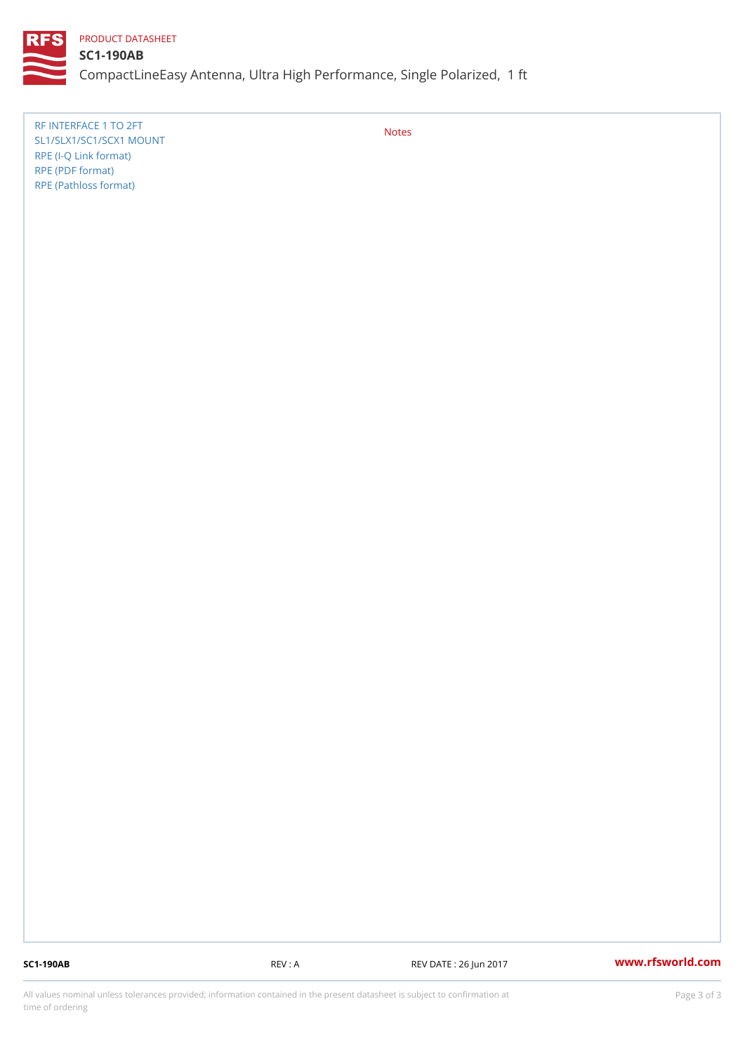RF INTERFACE 1 TO 2FT
SL1/SLX1/SC1/SCX1 MOUNT
RPE (I-Q Link format)
RPE (PDF format)
RPE (Pathloss format)

Notes